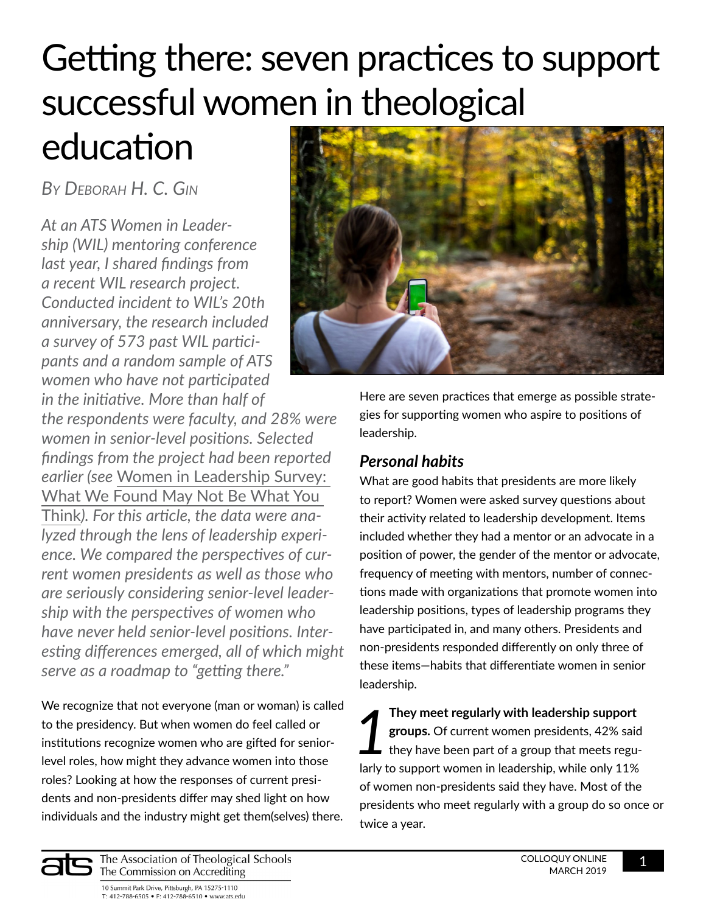# Getting there: seven practices to support successful women in theological education

*By Deborah H. C. Gin*

*At an ATS Women in Leadership (WIL) mentoring conference last year, I shared findings from a recent WIL research project. Conducted incident to WIL's 20th anniversary, the research included a survey of 573 past WIL participants and a random sample of ATS women who have not participated in the initiative. More than half of the respondents were faculty, and 28% were women in senior-level positions. Selected findings from the project had been reported earlier (see Women in Leadership Survey: What We Found May Not Be What You Think). For this article, the data were analyzed through the lens of leadership experience. We compared the perspectives of current women presidents as well as those who are seriously considering senior-level leadership with the perspectives of women who have never held senior-level positions. Interesting differences emerged, all of which might serve as a roadmap to "getting there."*

We recognize that not everyone (man or woman) is called to the presidency. But when women do feel called or institutions recognize women who are gifted for senior-level roles, how might they advance women into those roles? Looking at how the responses of current presidents and non-presidents differ may shed light on how individuals and the industry might get them(selves) there.

Here are seven practices that emerge as possible strategies for supporting women who aspire to positions of leadership.

## *Personal habits*

What are good habits that presidents are more likely to report? Women were asked survey questions about their activity related to leadership development. Items included whether they had a mentor or an advocate in a position of power, the gender of the mentor or advocate, frequency of meeting with mentors, number of connections made with organizations that promote women into leadership positions, types of leadership programs they have participated in, and many others. Presidents and non-presidents responded differently on only three of these items—habits that differentiate women in senior leadership.

*1* **They meet regularly with leadership support groups.** Of current women presidents, 42% said they have been part of a group that meets regularly to support women in leadership, while only 11% of women non-presidents said they have. Most of the presidents who meet regularly with a group do so once or twice a year.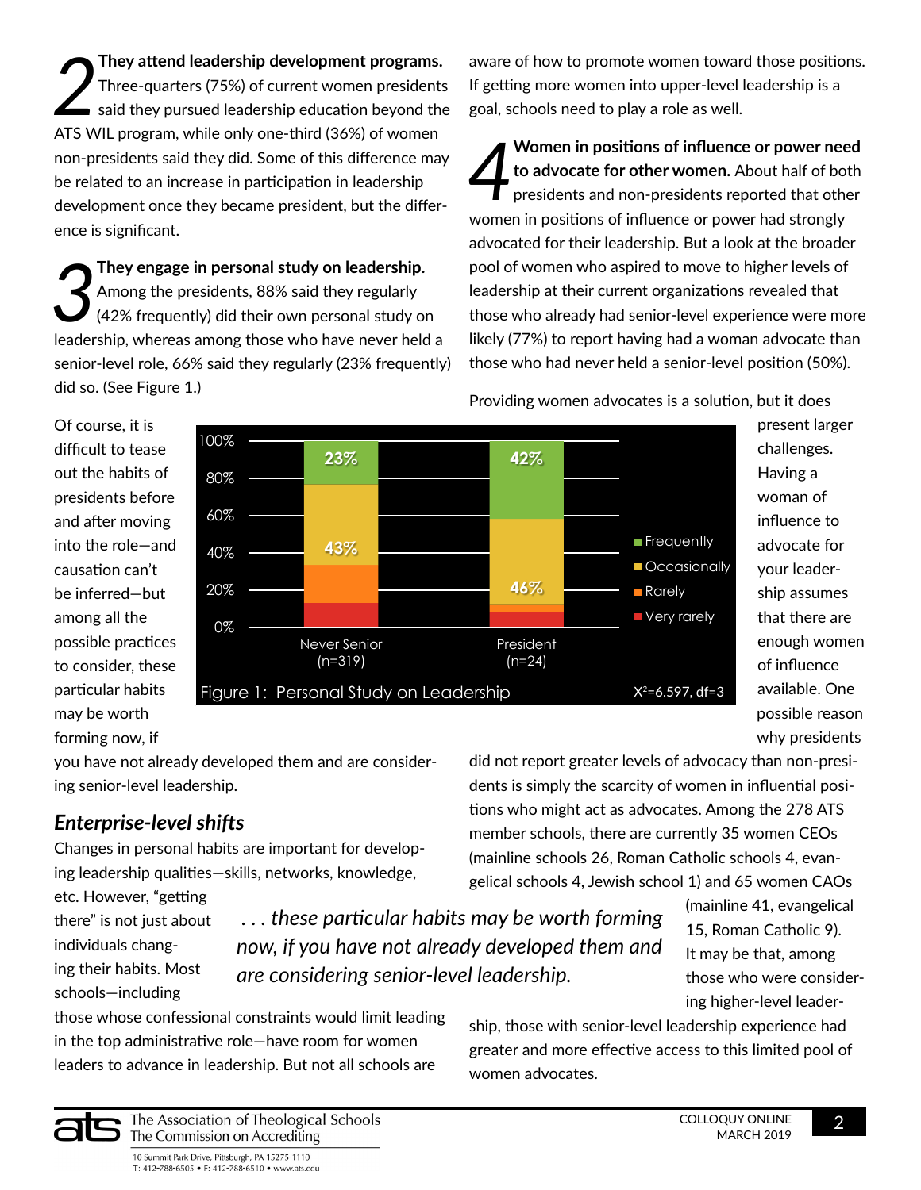**2 They attend leadership development programs.** Three-quarters (75%) of current women presidents said they pursued leadership education beyond the ATS WIL program, while only one-third (36%) of women non-presidents said they did. Some of this difference may be related to an increase in participation in leadership development once they became president, but the difference is significant.

**3 They engage in personal study on leadership.** Among the presidents, 88% said they regularly (42% frequently) did their own personal study on leadership, whereas among those who have never held a senior-level role, 66% said they regularly (23% frequently) did so. (See Figure 1.)

Of course, it is difficult to tease out the habits of presidents before and after moving into the role—and causation can't be inferred—but among all the possible practices to consider, these particular habits may be worth forming now, if you have not already developed them and are considering senior-level leadership.

Figure 1: Personal Study on Leadership ($X^2$=6.597, df=3)

| | Never Senior (n=319) | President (n=24) |
|---|---|---|
| Frequently | 23% | 42% |
| Occasionally | 43% | 46% |
| Rarely | | |
| Very rarely | | |

## Enterprise-level shifts

Changes in personal habits are important for developing leadership qualities—skills, networks, knowledge, etc. However, "getting there" is not just about individuals changing their habits. Most schools—including those whose confessional constraints would limit leading in the top administrative role—have room for women leaders to advance in leadership. But not all schools are aware of how to promote women toward those positions. If getting more women into upper-level leadership is a goal, schools need to play a role as well.

*. . . these particular habits may be worth forming now, if you have not already developed them and are considering senior-level leadership.*

**4 Women in positions of influence or power need to advocate for other women.** About half of both presidents and non-presidents reported that other women in positions of influence or power had strongly advocated for their leadership. But a look at the broader pool of women who aspired to move to higher levels of leadership at their current organizations revealed that those who already had senior-level experience were more likely (77%) to report having had a woman advocate than those who had never held a senior-level position (50%).

Providing women advocates is a solution, but it does present larger challenges. Having a woman of influence to advocate for your leadership assumes that there are enough women of influence available. One possible reason why presidents did not report greater levels of advocacy than non-presidents is simply the scarcity of women in influential positions who might act as advocates. Among the 278 ATS member schools, there are currently 35 women CEOs (mainline schools 26, Roman Catholic schools 4, evangelical schools 4, Jewish school 1) and 65 women CAOs (mainline 41, evangelical 15, Roman Catholic 9). It may be that, among those who were considering higher-level leadership, those with senior-level leadership experience had greater and more effective access to this limited pool of women advocates.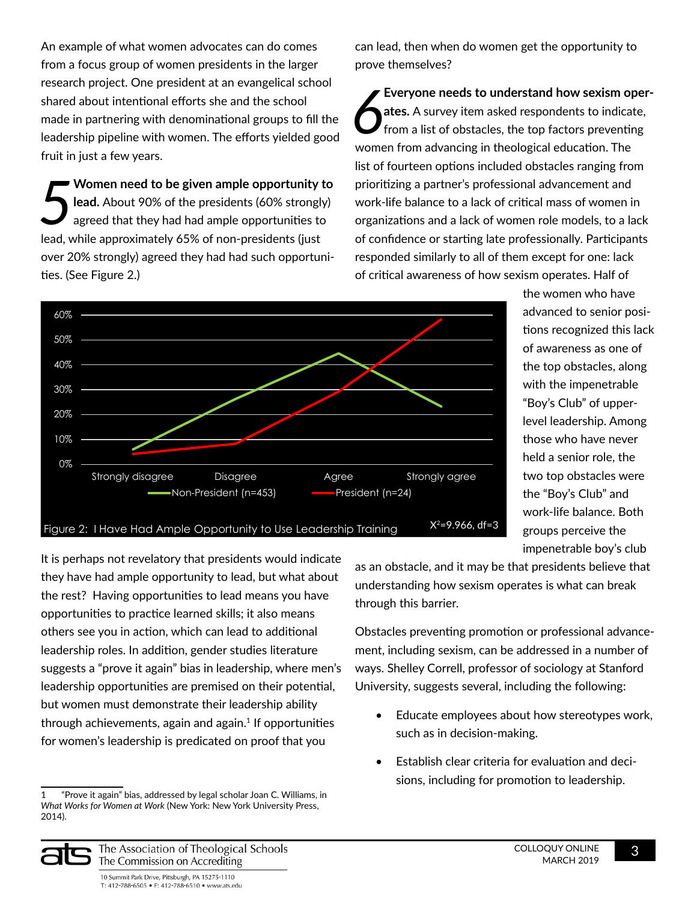An example of what women advocates can do comes from a focus group of women presidents in the larger research project. One president at an evangelical school shared about intentional efforts she and the school made in partnering with denominational groups to fill the leadership pipeline with women. The efforts yielded good fruit in just a few years.

**5 Women need to be given ample opportunity to lead.** About 90% of the presidents (60% strongly) agreed that they had had ample opportunities to lead, while approximately 65% of non-presidents (just over 20% strongly) agreed they had had such opportunities. (See Figure 2.)

Figure 2: I Have Had Ample Opportunity to Use Leadership Training

$X^2$=9.966, df=3

It is perhaps not revelatory that presidents would indicate they have had ample opportunity to lead, but what about the rest? Having opportunities to lead means you have opportunities to practice learned skills; it also means others see you in action, which can lead to additional leadership roles. In addition, gender studies literature suggests a "prove it again" bias in leadership, where men's leadership opportunities are premised on their potential, but women must demonstrate their leadership ability through achievements, again and again.[1] If opportunities for women's leadership is predicated on proof that you can lead, then when do women get the opportunity to prove themselves?

**6 Everyone needs to understand how sexism operates.** A survey item asked respondents to indicate, from a list of obstacles, the top factors preventing women from advancing in theological education. The list of fourteen options included obstacles ranging from prioritizing a partner's professional advancement and work-life balance to a lack of critical mass of women in organizations and a lack of women role models, to a lack of confidence or starting late professionally. Participants responded similarly to all of them except for one: lack of critical awareness of how sexism operates. Half of the women who have advanced to senior positions recognized this lack of awareness as one of the top obstacles, along with the impenetrable "Boy's Club" of upper-level leadership. Among those who have never held a senior role, the two top obstacles were the "Boy's Club" and work-life balance. Both groups perceive the impenetrable boy's club as an obstacle, and it may be that presidents believe that understanding how sexism operates is what can break through this barrier.

Obstacles preventing promotion or professional advancement, including sexism, can be addressed in a number of ways. Shelley Correll, professor of sociology at Stanford University, suggests several, including the following:

- Educate employees about how stereotypes work, such as in decision-making.
- Establish clear criteria for evaluation and decisions, including for promotion to leadership.

1 "Prove it again" bias, addressed by legal scholar Joan C. Williams, in *What Works for Women at Work* (New York: New York University Press, 2014).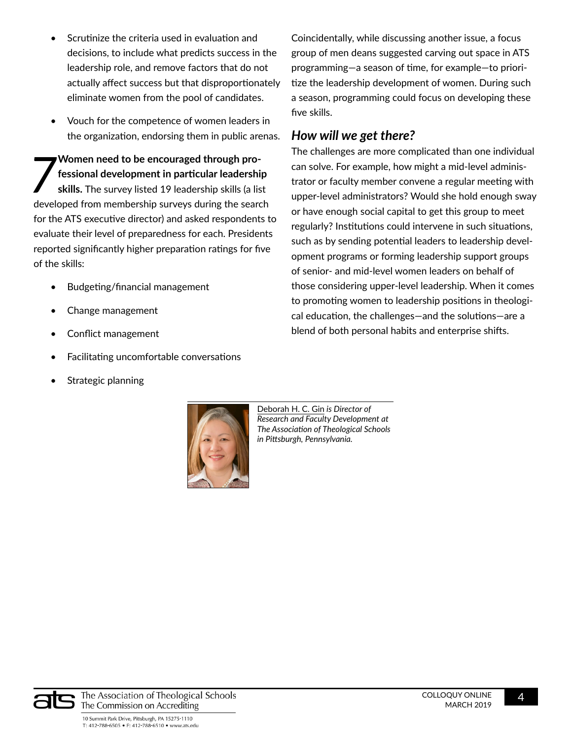- Scrutinize the criteria used in evaluation and decisions, to include what predicts success in the leadership role, and remove factors that do not actually affect success but that disproportionately eliminate women from the pool of candidates.
- Vouch for the competence of women leaders in the organization, endorsing them in public arenas.

7 **Women need to be encouraged through professional development in particular leadership skills.** The survey listed 19 leadership skills (a list developed from membership surveys during the search for the ATS executive director) and asked respondents to evaluate their level of preparedness for each. Presidents reported significantly higher preparation ratings for five of the skills:

- Budgeting/financial management
- Change management
- Conflict management
- Facilitating uncomfortable conversations
- Strategic planning

Coincidentally, while discussing another issue, a focus group of men deans suggested carving out space in ATS programming—a season of time, for example—to prioritize the leadership development of women. During such a season, programming could focus on developing these five skills.

### *How will we get there?*

The challenges are more complicated than one individual can solve. For example, how might a mid-level administrator or faculty member convene a regular meeting with upper-level administrators? Would she hold enough sway or have enough social capital to get this group to meet regularly? Institutions could intervene in such situations, such as by sending potential leaders to leadership development programs or forming leadership support groups of senior- and mid-level women leaders on behalf of those considering upper-level leadership. When it comes to promoting women to leadership positions in theological education, the challenges—and the solutions—are a blend of both personal habits and enterprise shifts.

Deborah H. C. Gin *is Director of Research and Faculty Development at The Association of Theological Schools in Pittsburgh, Pennsylvania.*